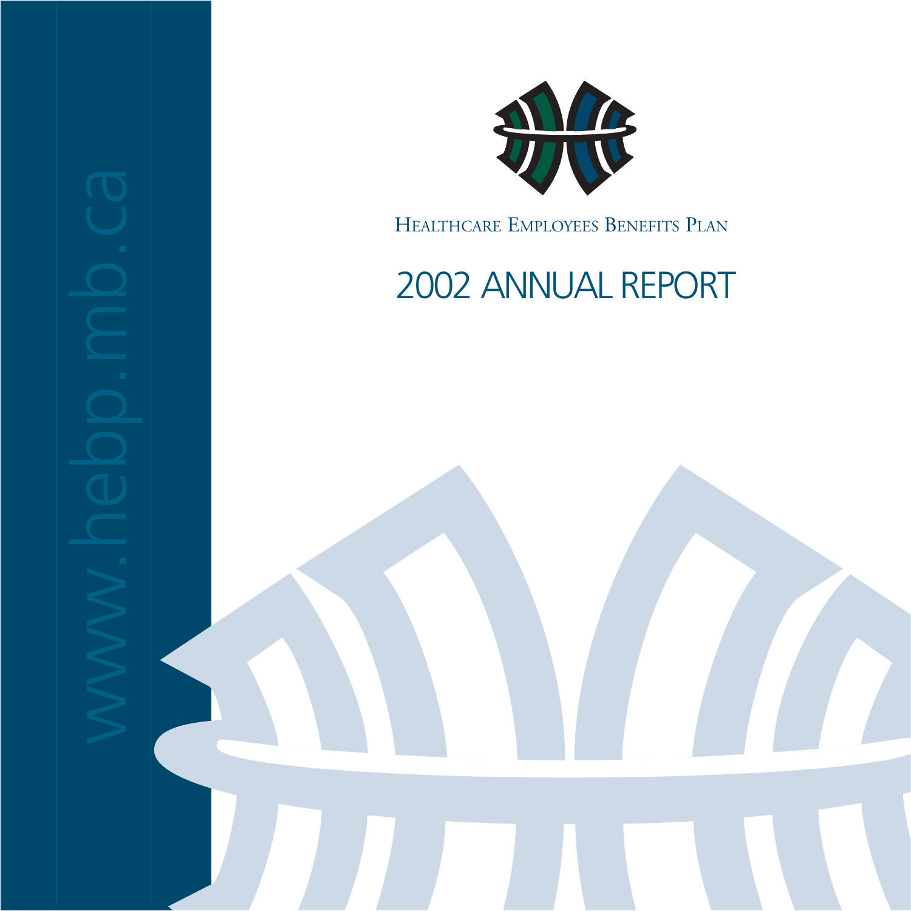www.hebp.mb.ca

HEALTHCARE EMPLOYEES BENEFITS PLAN

# 2002 ANNUAL REPORT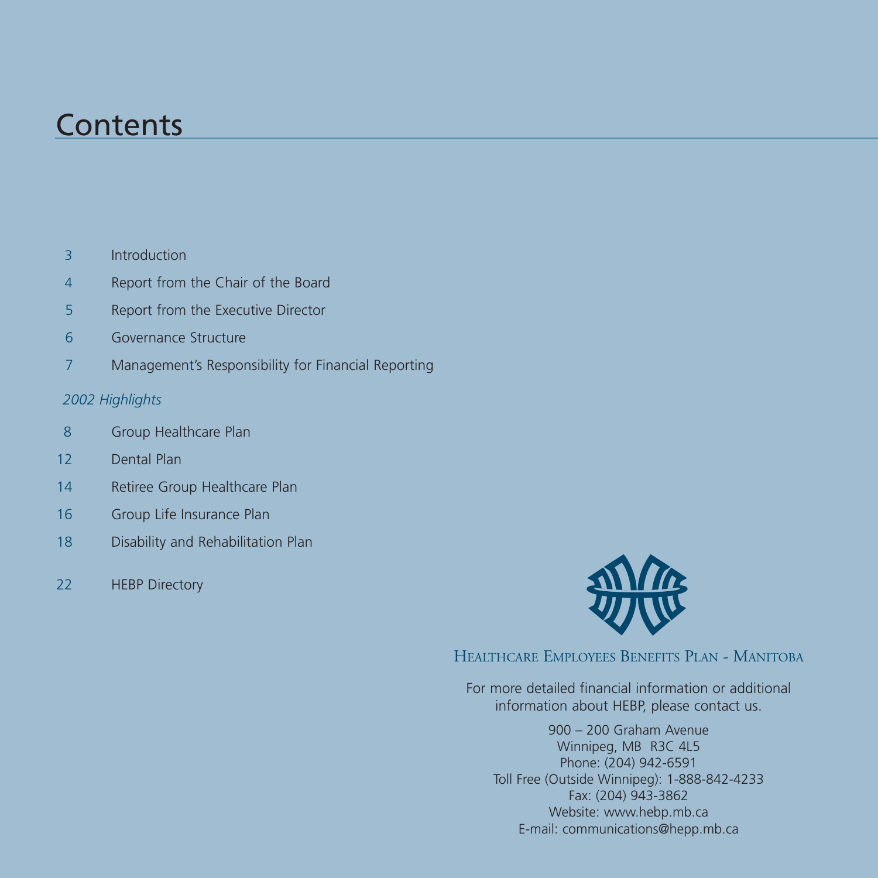# Contents

| | |
|---|---|
| 3 | Introduction |
| 4 | Report from the Chair of the Board |
| 5 | Report from the Executive Director |
| 6 | Governance Structure |
| 7 | Management's Responsibility for Financial Reporting |

*2002 Highlights*

| | |
|---|---|
| 8 | Group Healthcare Plan |
| 12 | Dental Plan |
| 14 | Retiree Group Healthcare Plan |
| 16 | Group Life Insurance Plan |
| 18 | Disability and Rehabilitation Plan |
| 22 | HEBP Directory |

HEALTHCARE EMPLOYEES BENEFITS PLAN - MANITOBA

For more detailed financial information or additional information about HEBP, please contact us.

900 – 200 Graham Avenue
Winnipeg, MB R3C 4L5
Phone: (204) 942-6591
Toll Free (Outside Winnipeg): 1-888-842-4233
Fax: (204) 943-3862
Website: www.hebp.mb.ca
E-mail: communications@hepp.mb.ca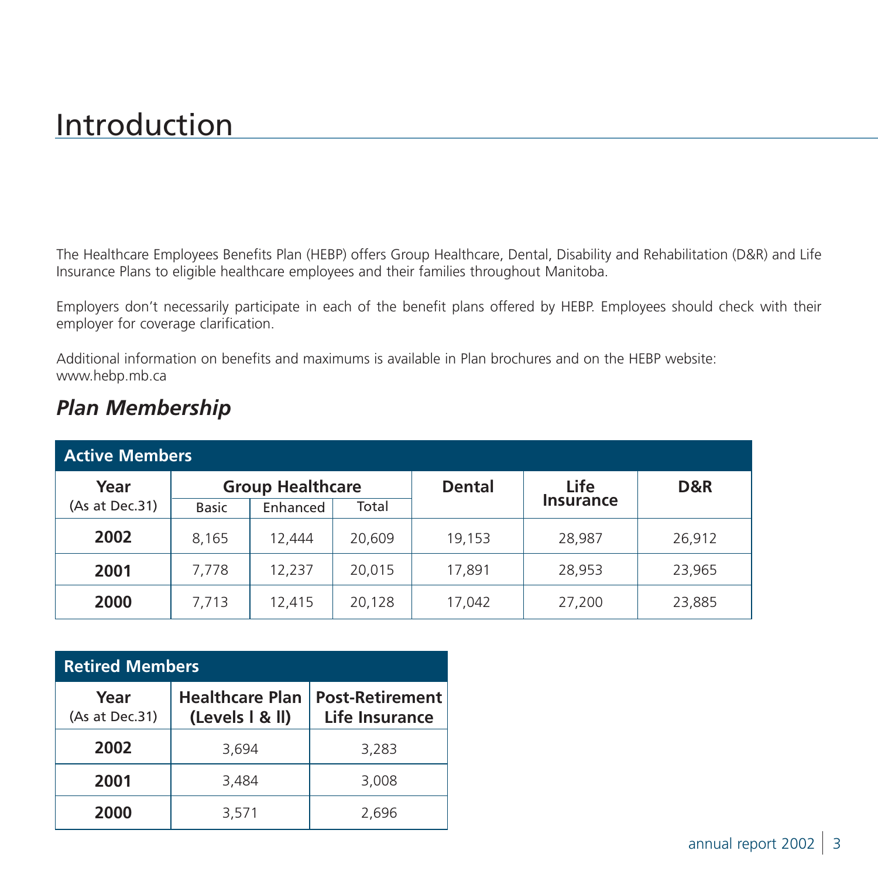# Introduction

The Healthcare Employees Benefits Plan (HEBP) offers Group Healthcare, Dental, Disability and Rehabilitation (D&R) and Life Insurance Plans to eligible healthcare employees and their families throughout Manitoba.

Employers don't necessarily participate in each of the benefit plans offered by HEBP. Employees should check with their employer for coverage clarification.

Additional information on benefits and maximums is available in Plan brochures and on the HEBP website: www.hebp.mb.ca

## *Plan Membership*

**Active Members**

| Year (As at Dec.31) | Group Healthcare | | | Dental | Life Insurance | D&R |
|---|---|---|---|---|---|---|
| | Basic | Enhanced | Total | | | |
| **2002** | 8,165 | 12,444 | 20,609 | 19,153 | 28,987 | 26,912 |
| **2001** | 7,778 | 12,237 | 20,015 | 17,891 | 28,953 | 23,965 |
| **2000** | 7,713 | 12,415 | 20,128 | 17,042 | 27,200 | 23,885 |

**Retired Members**

| Year (As at Dec.31) | Healthcare Plan (Levels I & II) | Post-Retirement Life Insurance |
|---|---|---|
| **2002** | 3,694 | 3,283 |
| **2001** | 3,484 | 3,008 |
| **2000** | 3,571 | 2,696 |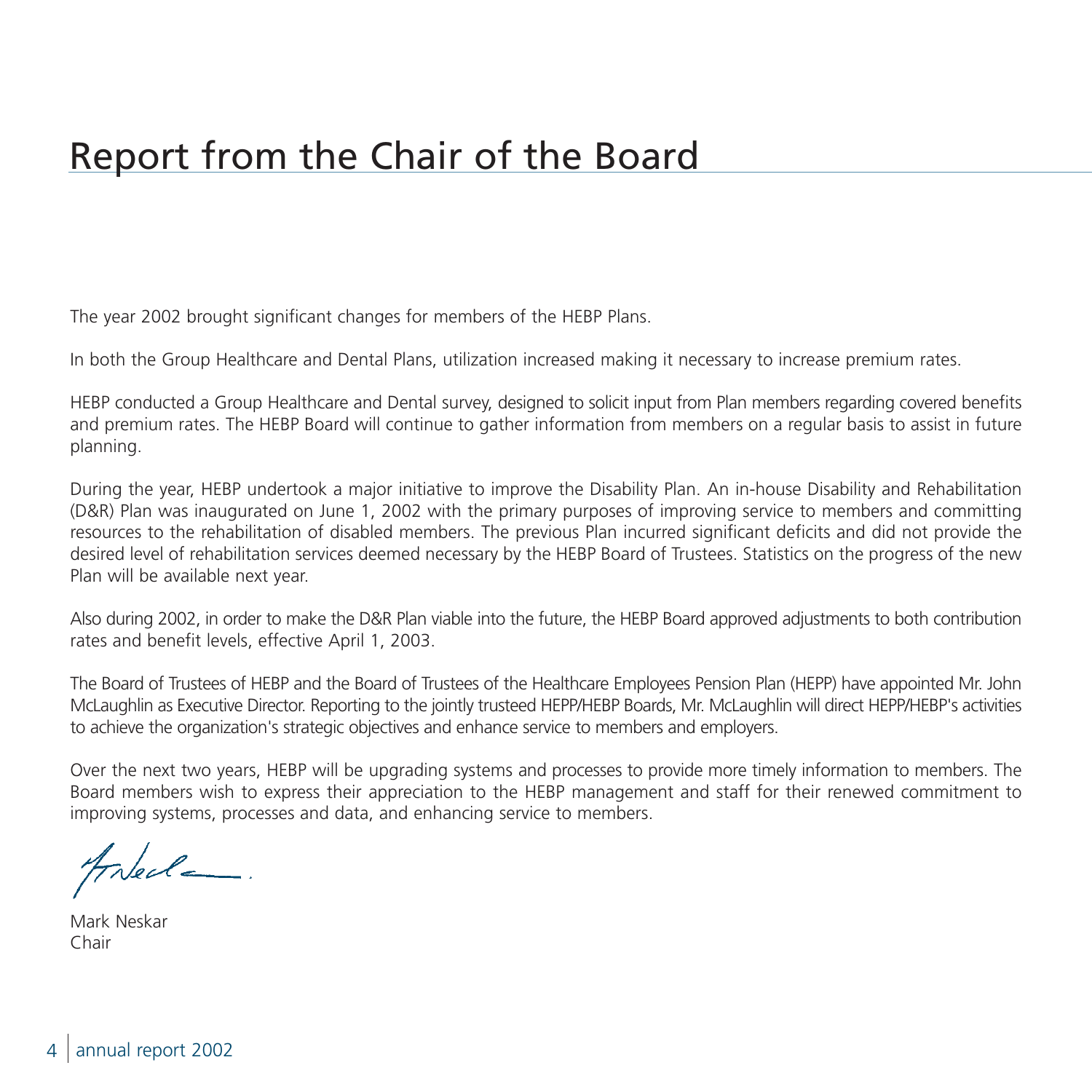# Report from the Chair of the Board

The year 2002 brought significant changes for members of the HEBP Plans.

In both the Group Healthcare and Dental Plans, utilization increased making it necessary to increase premium rates.

HEBP conducted a Group Healthcare and Dental survey, designed to solicit input from Plan members regarding covered benefits and premium rates. The HEBP Board will continue to gather information from members on a regular basis to assist in future planning.

During the year, HEBP undertook a major initiative to improve the Disability Plan. An in-house Disability and Rehabilitation (D&R) Plan was inaugurated on June 1, 2002 with the primary purposes of improving service to members and committing resources to the rehabilitation of disabled members. The previous Plan incurred significant deficits and did not provide the desired level of rehabilitation services deemed necessary by the HEBP Board of Trustees. Statistics on the progress of the new Plan will be available next year.

Also during 2002, in order to make the D&R Plan viable into the future, the HEBP Board approved adjustments to both contribution rates and benefit levels, effective April 1, 2003.

The Board of Trustees of HEBP and the Board of Trustees of the Healthcare Employees Pension Plan (HEPP) have appointed Mr. John McLaughlin as Executive Director. Reporting to the jointly trusteed HEPP/HEBP Boards, Mr. McLaughlin will direct HEPP/HEBP's activities to achieve the organization's strategic objectives and enhance service to members and employers.

Over the next two years, HEBP will be upgrading systems and processes to provide more timely information to members. The Board members wish to express their appreciation to the HEBP management and staff for their renewed commitment to improving systems, processes and data, and enhancing service to members.

Mark Neskar
Chair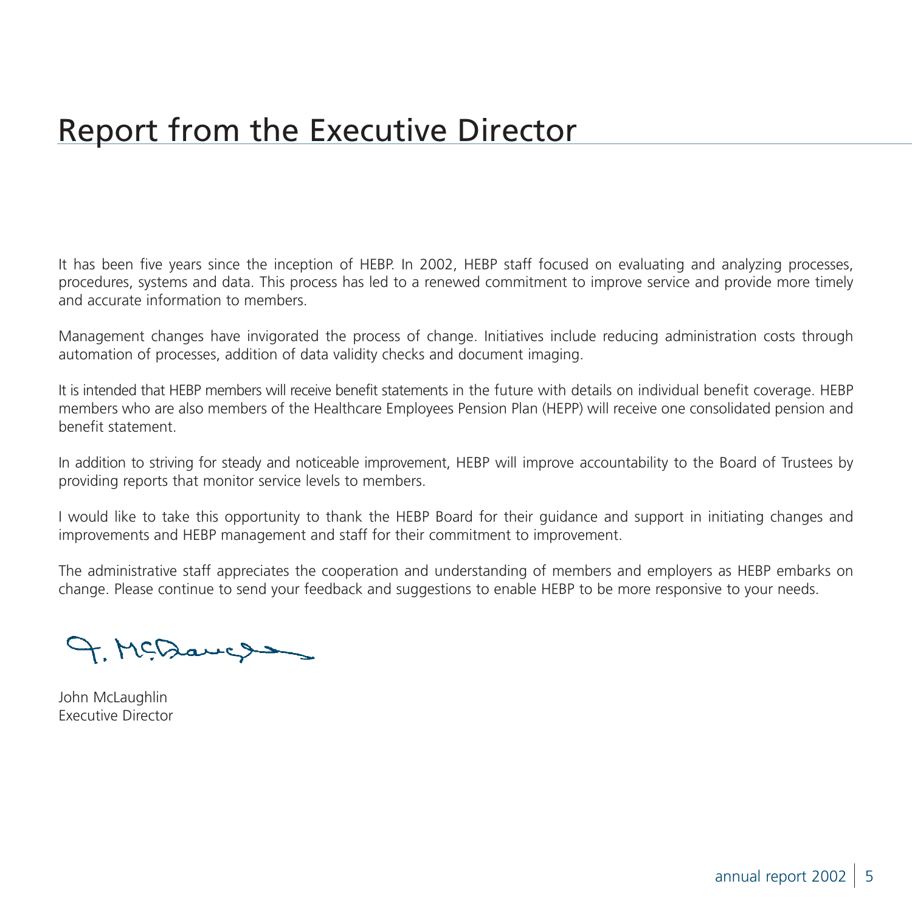# Report from the Executive Director

It has been five years since the inception of HEBP. In 2002, HEBP staff focused on evaluating and analyzing processes, procedures, systems and data. This process has led to a renewed commitment to improve service and provide more timely and accurate information to members.

Management changes have invigorated the process of change. Initiatives include reducing administration costs through automation of processes, addition of data validity checks and document imaging.

It is intended that HEBP members will receive benefit statements in the future with details on individual benefit coverage. HEBP members who are also members of the Healthcare Employees Pension Plan (HEPP) will receive one consolidated pension and benefit statement.

In addition to striving for steady and noticeable improvement, HEBP will improve accountability to the Board of Trustees by providing reports that monitor service levels to members.

I would like to take this opportunity to thank the HEBP Board for their guidance and support in initiating changes and improvements and HEBP management and staff for their commitment to improvement.

The administrative staff appreciates the cooperation and understanding of members and employers as HEBP embarks on change. Please continue to send your feedback and suggestions to enable HEBP to be more responsive to your needs.

John McLaughlin
Executive Director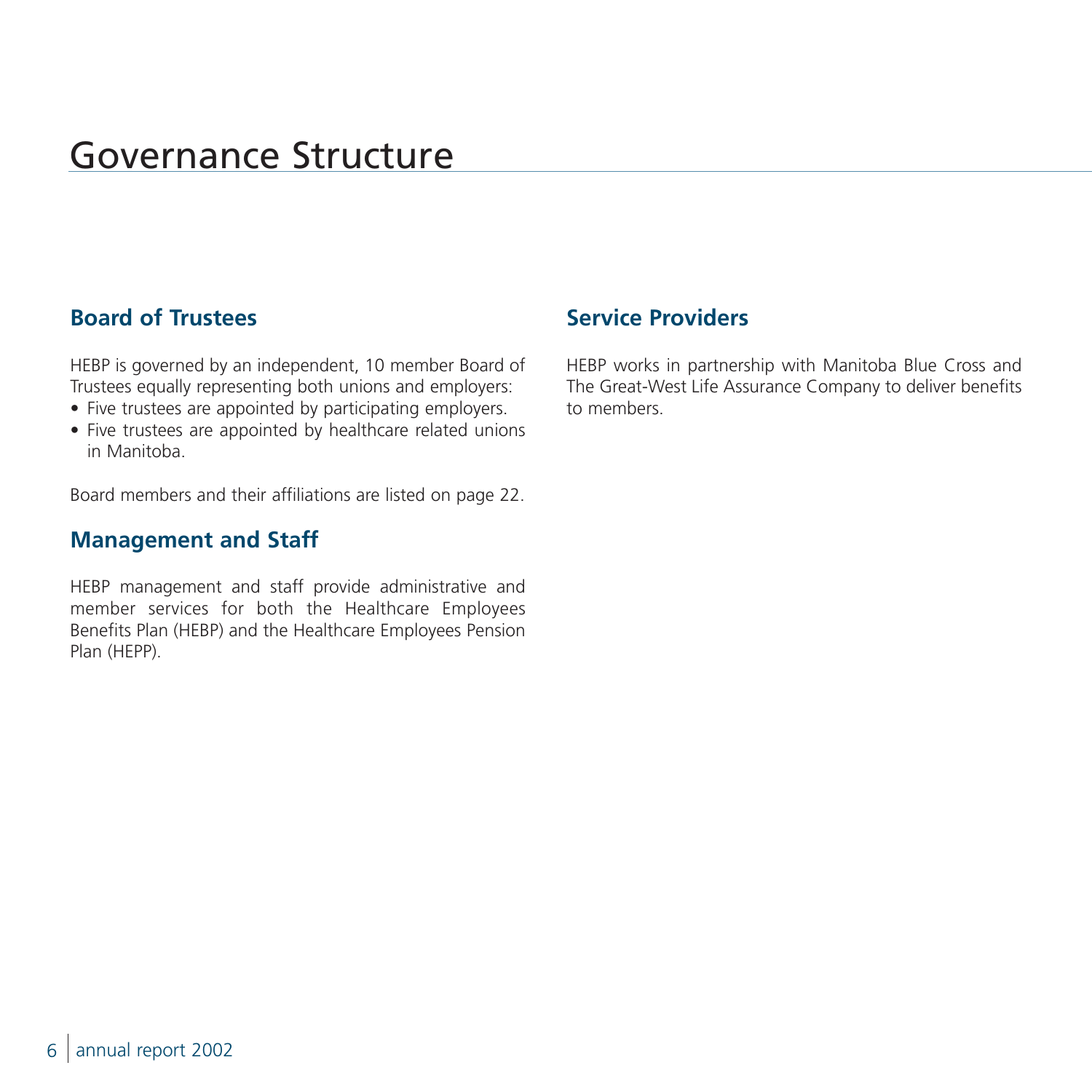# Governance Structure

## Board of Trustees

HEBP is governed by an independent, 10 member Board of Trustees equally representing both unions and employers:

- Five trustees are appointed by participating employers.
- Five trustees are appointed by healthcare related unions in Manitoba.

Board members and their affiliations are listed on page 22.

## Management and Staff

HEBP management and staff provide administrative and member services for both the Healthcare Employees Benefits Plan (HEBP) and the Healthcare Employees Pension Plan (HEPP).

## Service Providers

HEBP works in partnership with Manitoba Blue Cross and The Great-West Life Assurance Company to deliver benefits to members.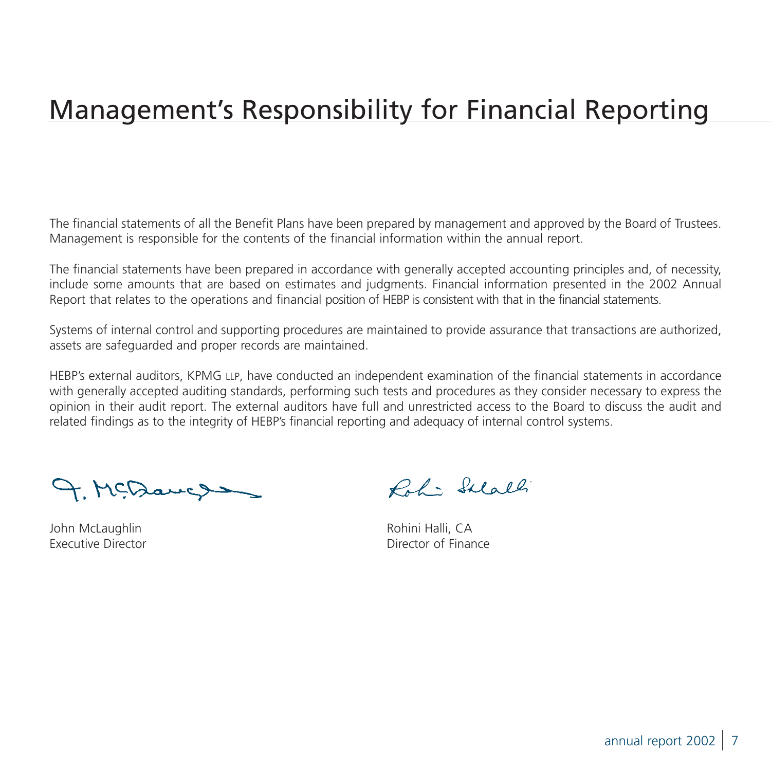# Management's Responsibility for Financial Reporting

The financial statements of all the Benefit Plans have been prepared by management and approved by the Board of Trustees. Management is responsible for the contents of the financial information within the annual report.

The financial statements have been prepared in accordance with generally accepted accounting principles and, of necessity, include some amounts that are based on estimates and judgments. Financial information presented in the 2002 Annual Report that relates to the operations and financial position of HEBP is consistent with that in the financial statements.

Systems of internal control and supporting procedures are maintained to provide assurance that transactions are authorized, assets are safeguarded and proper records are maintained.

HEBP's external auditors, KPMG LLP, have conducted an independent examination of the financial statements in accordance with generally accepted auditing standards, performing such tests and procedures as they consider necessary to express the opinion in their audit report. The external auditors have full and unrestricted access to the Board to discuss the audit and related findings as to the integrity of HEBP's financial reporting and adequacy of internal control systems.

John McLaughlin
Executive Director

Rohini Halli, CA
Director of Finance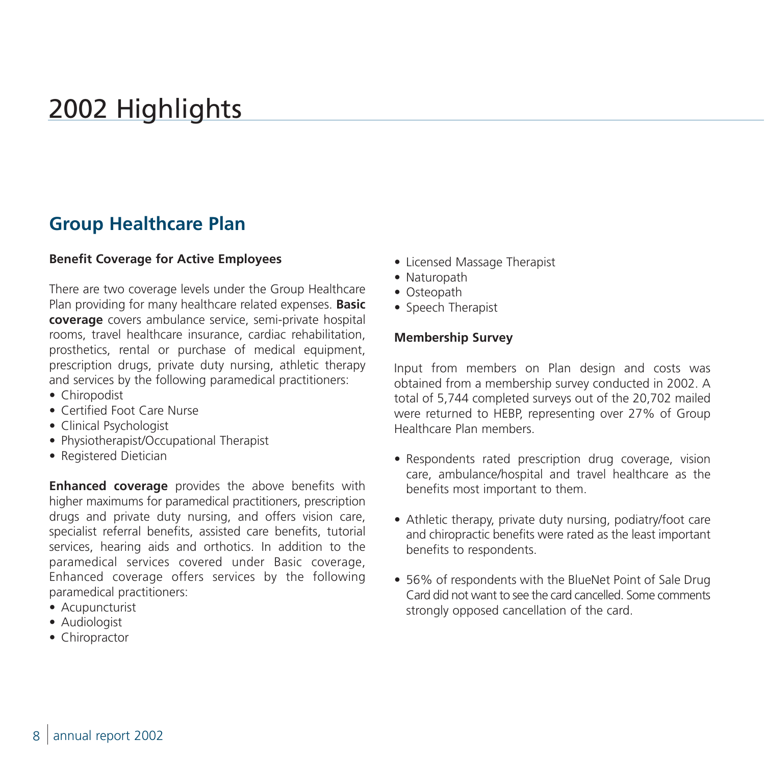# 2002 Highlights

## Group Healthcare Plan

### Benefit Coverage for Active Employees

There are two coverage levels under the Group Healthcare Plan providing for many healthcare related expenses. **Basic coverage** covers ambulance service, semi-private hospital rooms, travel healthcare insurance, cardiac rehabilitation, prosthetics, rental or purchase of medical equipment, prescription drugs, private duty nursing, athletic therapy and services by the following paramedical practitioners:

- Chiropodist
- Certified Foot Care Nurse
- Clinical Psychologist
- Physiotherapist/Occupational Therapist
- Registered Dietician

**Enhanced coverage** provides the above benefits with higher maximums for paramedical practitioners, prescription drugs and private duty nursing, and offers vision care, specialist referral benefits, assisted care benefits, tutorial services, hearing aids and orthotics. In addition to the paramedical services covered under Basic coverage, Enhanced coverage offers services by the following paramedical practitioners:

- Acupuncturist
- Audiologist
- Chiropractor
- Licensed Massage Therapist
- Naturopath
- Osteopath
- Speech Therapist

### Membership Survey

Input from members on Plan design and costs was obtained from a membership survey conducted in 2002. A total of 5,744 completed surveys out of the 20,702 mailed were returned to HEBP, representing over 27% of Group Healthcare Plan members.

- Respondents rated prescription drug coverage, vision care, ambulance/hospital and travel healthcare as the benefits most important to them.
- Athletic therapy, private duty nursing, podiatry/foot care and chiropractic benefits were rated as the least important benefits to respondents.
- 56% of respondents with the BlueNet Point of Sale Drug Card did not want to see the card cancelled. Some comments strongly opposed cancellation of the card.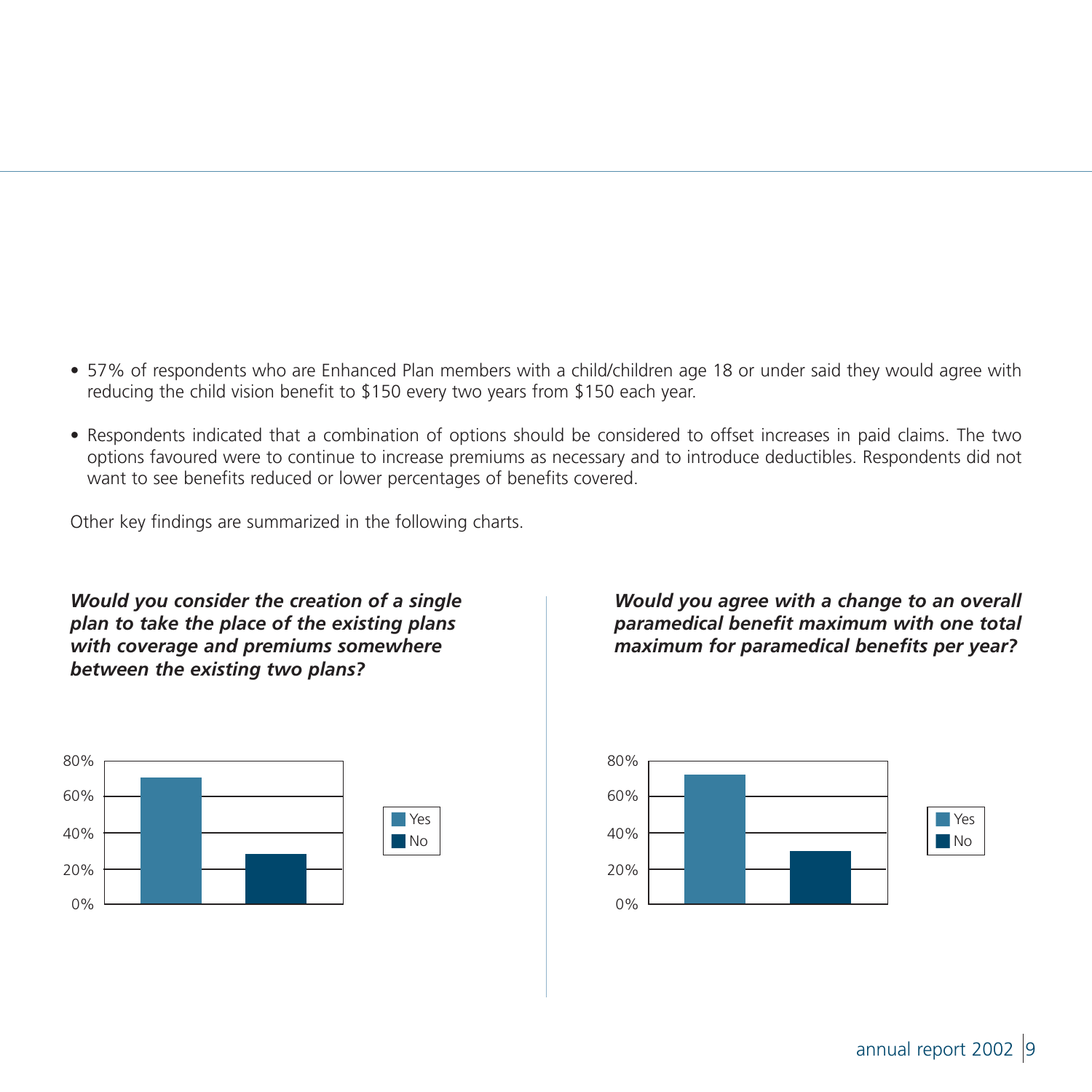- 57% of respondents who are Enhanced Plan members with a child/children age 18 or under said they would agree with reducing the child vision benefit to $150 every two years from $150 each year.

- Respondents indicated that a combination of options should be considered to offset increases in paid claims. The two options favoured were to continue to increase premiums as necessary and to introduce deductibles. Respondents did not want to see benefits reduced or lower percentages of benefits covered.

Other key findings are summarized in the following charts.

***Would you consider the creation of a single plan to take the place of the existing plans with coverage and premiums somewhere between the existing two plans?***

***Would you agree with a change to an overall paramedical benefit maximum with one total maximum for paramedical benefits per year?***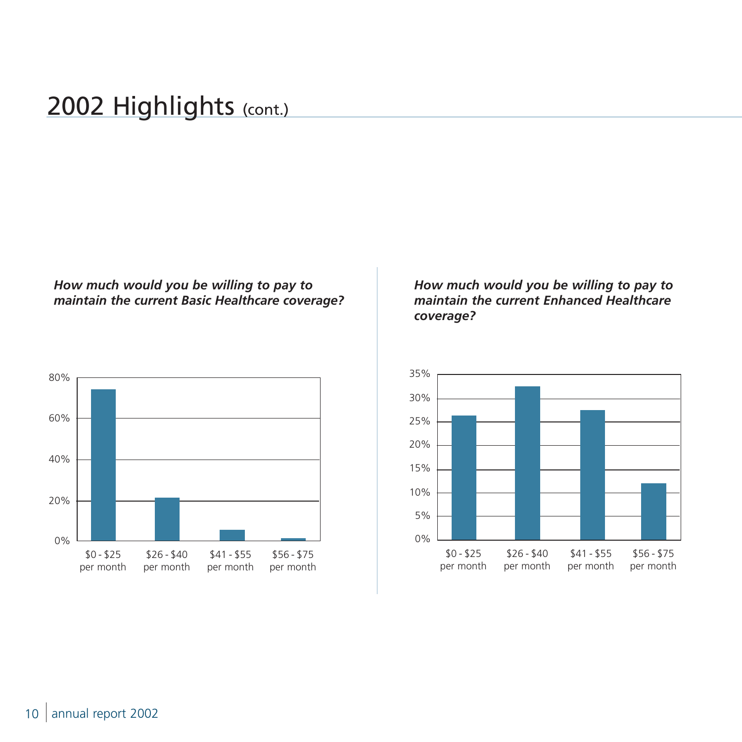# 2002 Highlights (cont.)

***How much would you be willing to pay to maintain the current Basic Healthcare coverage?***

80%
60%
40%
20%
0%

$0 - $25 per month | $26 - $40 per month | $41 - $55 per month | $56 - $75 per month

***How much would you be willing to pay to maintain the current Enhanced Healthcare coverage?***

35%
30%
25%
20%
15%
10%
5%
0%

$0 - $25 per month | $26 - $40 per month | $41 - $55 per month | $56 - $75 per month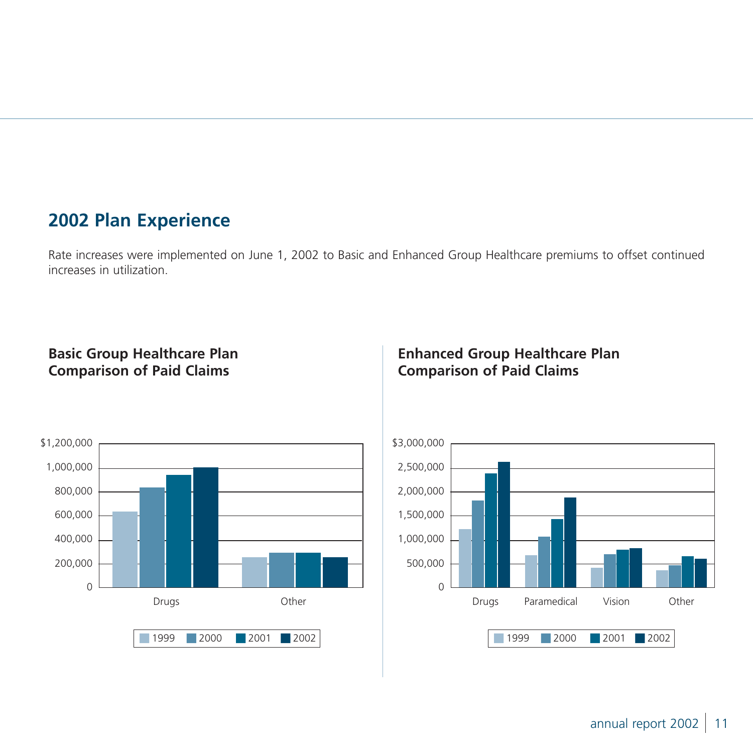## 2002 Plan Experience

Rate increases were implemented on June 1, 2002 to Basic and Enhanced Group Healthcare premiums to offset continued increases in utilization.

### Basic Group Healthcare Plan Comparison of Paid Claims

### Enhanced Group Healthcare Plan Comparison of Paid Claims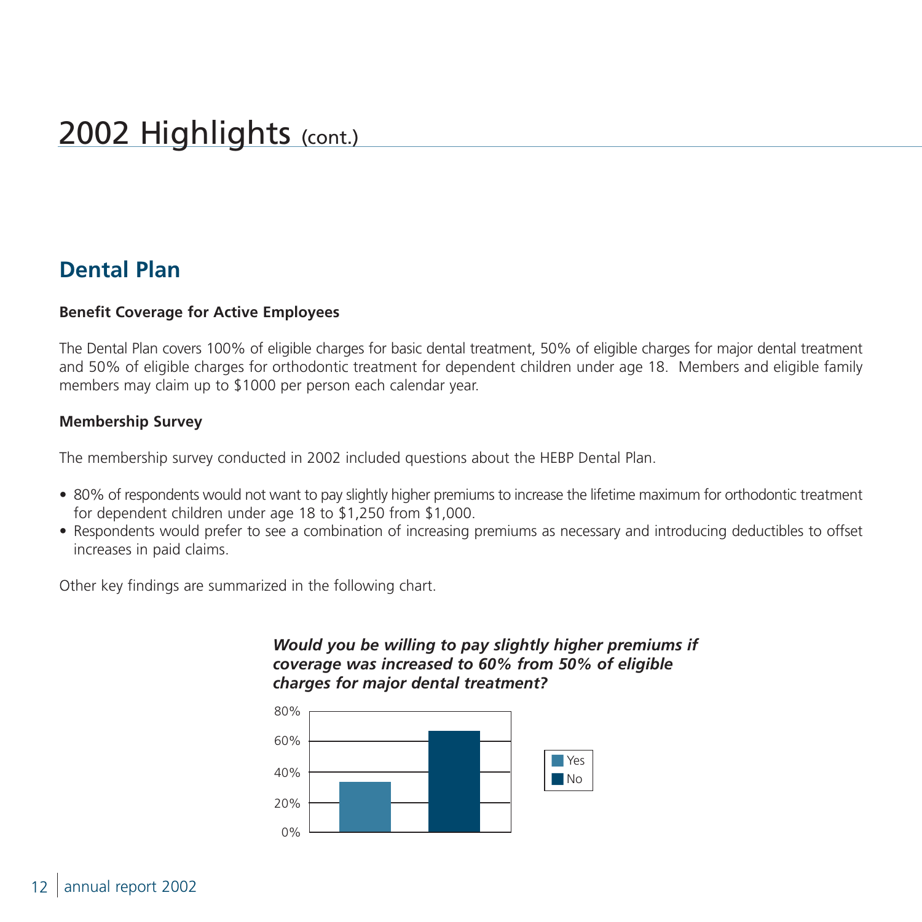# 2002 Highlights (cont.)

## Dental Plan

**Benefit Coverage for Active Employees**

The Dental Plan covers 100% of eligible charges for basic dental treatment, 50% of eligible charges for major dental treatment and 50% of eligible charges for orthodontic treatment for dependent children under age 18. Members and eligible family members may claim up to $1000 per person each calendar year.

**Membership Survey**

The membership survey conducted in 2002 included questions about the HEBP Dental Plan.

- 80% of respondents would not want to pay slightly higher premiums to increase the lifetime maximum for orthodontic treatment for dependent children under age 18 to $1,250 from $1,000.
- Respondents would prefer to see a combination of increasing premiums as necessary and introducing deductibles to offset increases in paid claims.

Other key findings are summarized in the following chart.

***Would you be willing to pay slightly higher premiums if coverage was increased to 60% from 50% of eligible charges for major dental treatment?***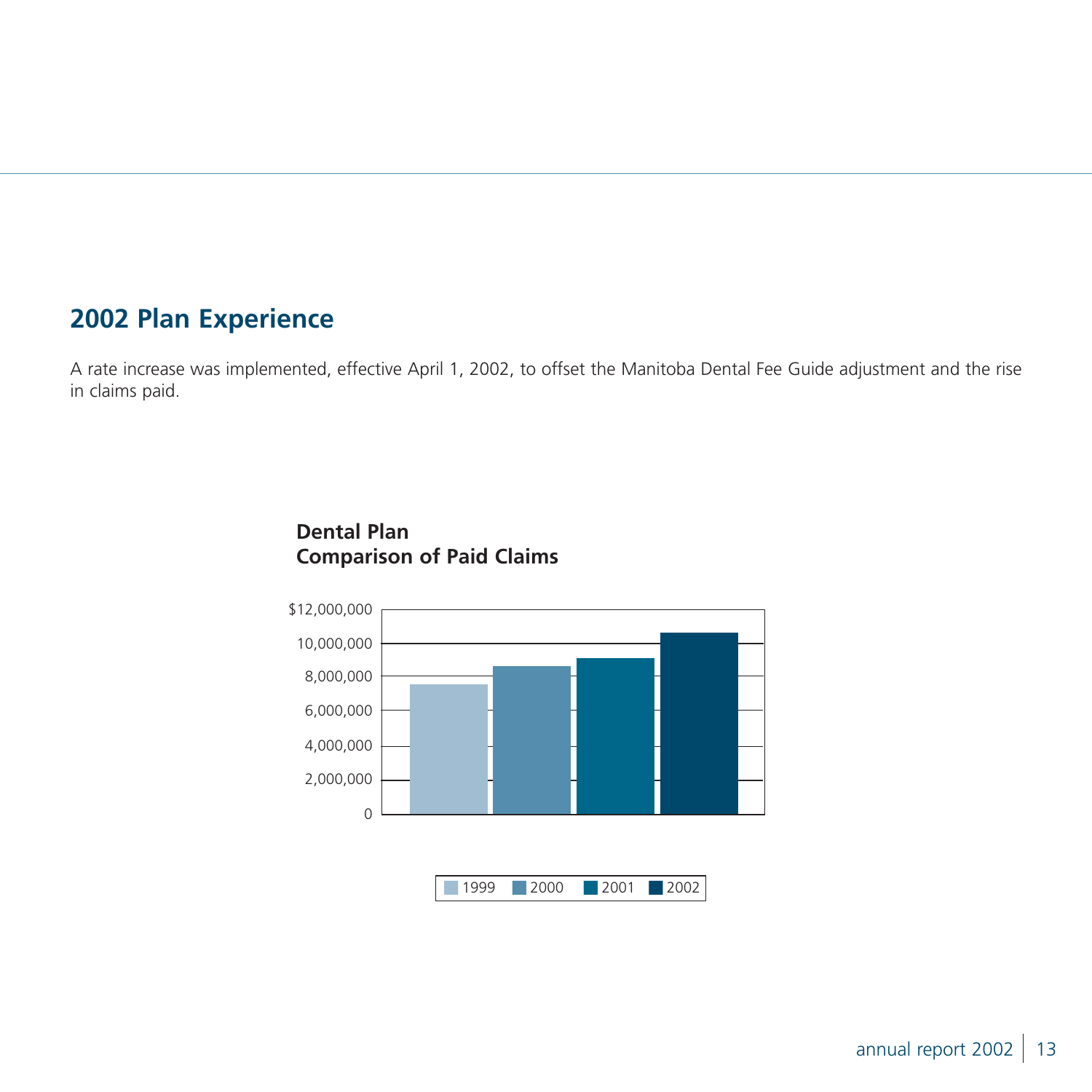## 2002 Plan Experience

A rate increase was implemented, effective April 1, 2002, to offset the Manitoba Dental Fee Guide adjustment and the rise in claims paid.

**Dental Plan**
**Comparison of Paid Claims**

$12,000,000
10,000,000
8,000,000
6,000,000
4,000,000
2,000,000
0

1999 2000 2001 2002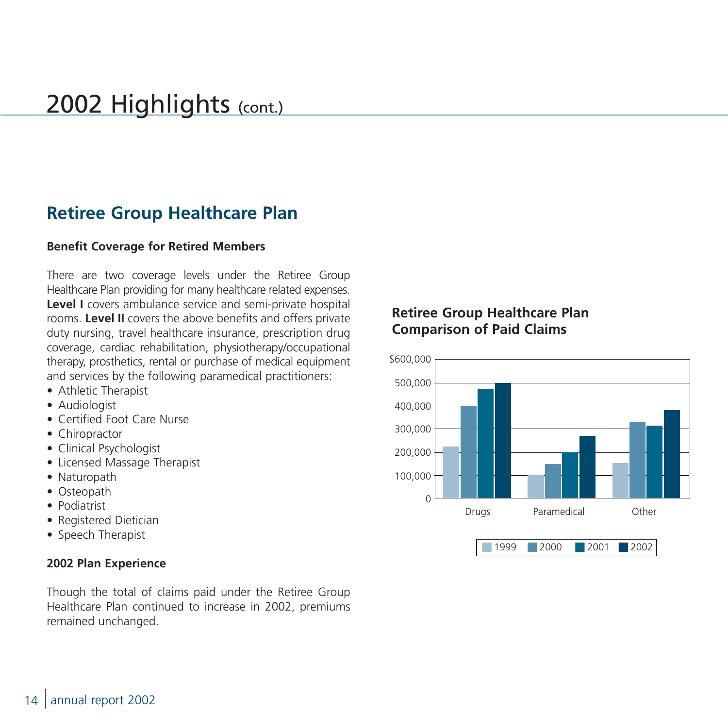# 2002 Highlights (cont.)

## Retiree Group Healthcare Plan

### Benefit Coverage for Retired Members

There are two coverage levels under the Retiree Group Healthcare Plan providing for many healthcare related expenses. **Level I** covers ambulance service and semi-private hospital rooms. **Level II** covers the above benefits and offers private duty nursing, travel healthcare insurance, prescription drug coverage, cardiac rehabilitation, physiotherapy/occupational therapy, prosthetics, rental or purchase of medical equipment and services by the following paramedical practitioners:

- Athletic Therapist
- Audiologist
- Certified Foot Care Nurse
- Chiropractor
- Clinical Psychologist
- Licensed Massage Therapist
- Naturopath
- Osteopath
- Podiatrist
- Registered Dietician
- Speech Therapist

### 2002 Plan Experience

Though the total of claims paid under the Retiree Group Healthcare Plan continued to increase in 2002, premiums remained unchanged.

**Retiree Group Healthcare Plan Comparison of Paid Claims**

$600,000
500,000
400,000
300,000
200,000
100,000
0

Drugs | Paramedical | Other

1999 | 2000 | 2001 | 2002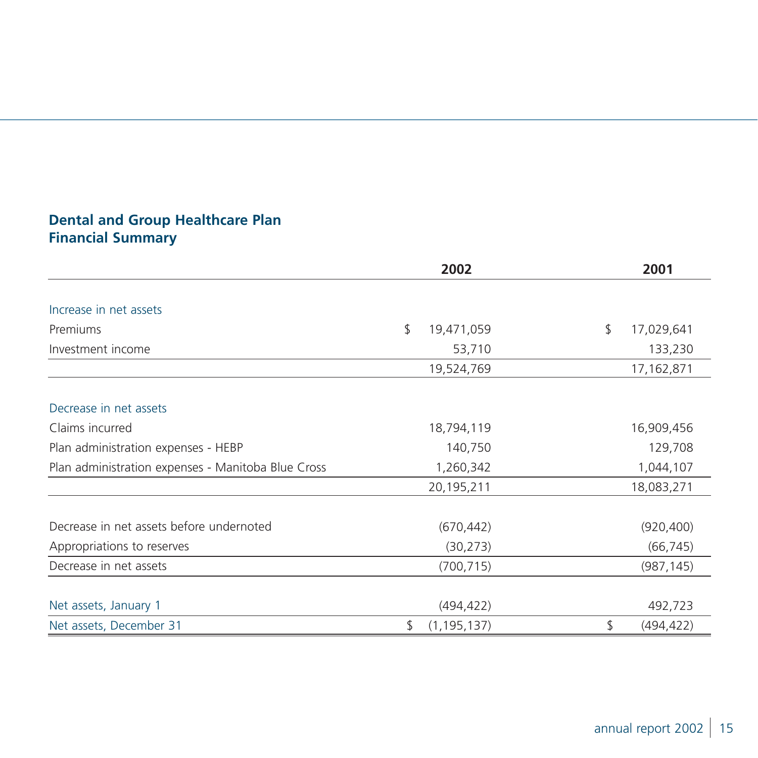## Dental and Group Healthcare Plan
## Financial Summary

| | 2002 | 2001 |
|---|---|---|
| Increase in net assets | | |
| Premiums | $ 19,471,059 | $ 17,029,641 |
| Investment income | 53,710 | 133,230 |
| | 19,524,769 | 17,162,871 |
| Decrease in net assets | | |
| Claims incurred | 18,794,119 | 16,909,456 |
| Plan administration expenses - HEBP | 140,750 | 129,708 |
| Plan administration expenses - Manitoba Blue Cross | 1,260,342 | 1,044,107 |
| | 20,195,211 | 18,083,271 |
| Decrease in net assets before undernoted | (670,442) | (920,400) |
| Appropriations to reserves | (30,273) | (66,745) |
| Decrease in net assets | (700,715) | (987,145) |
| Net assets, January 1 | (494,422) | 492,723 |
| Net assets, December 31 | $ (1,195,137) | $ (494,422) |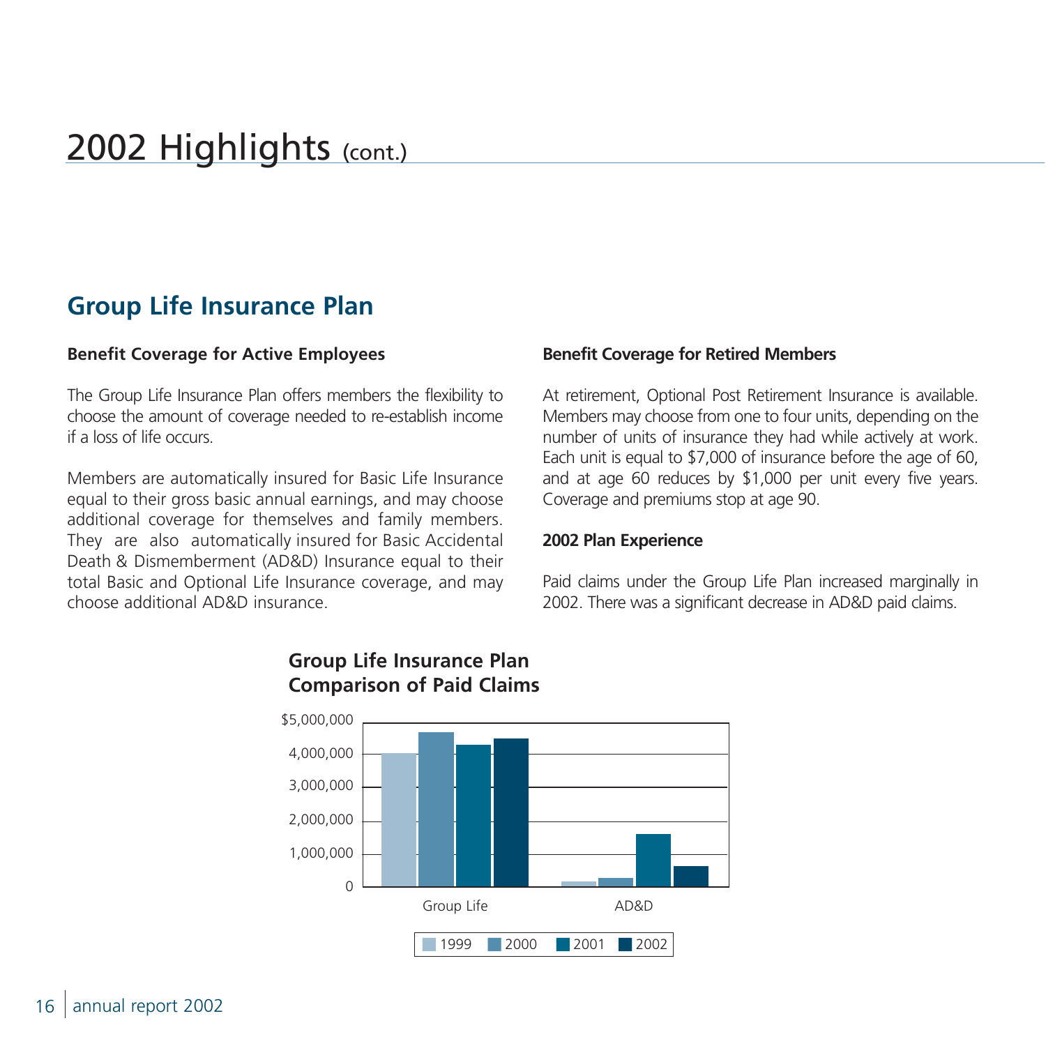# 2002 Highlights (cont.)

## Group Life Insurance Plan

### Benefit Coverage for Active Employees

The Group Life Insurance Plan offers members the flexibility to choose the amount of coverage needed to re-establish income if a loss of life occurs.

Members are automatically insured for Basic Life Insurance equal to their gross basic annual earnings, and may choose additional coverage for themselves and family members. They are also automatically insured for Basic Accidental Death & Dismemberment (AD&D) Insurance equal to their total Basic and Optional Life Insurance coverage, and may choose additional AD&D insurance.

### Benefit Coverage for Retired Members

At retirement, Optional Post Retirement Insurance is available. Members may choose from one to four units, depending on the number of units of insurance they had while actively at work. Each unit is equal to $7,000 of insurance before the age of 60, and at age 60 reduces by $1,000 per unit every five years. Coverage and premiums stop at age 90.

### 2002 Plan Experience

Paid claims under the Group Life Plan increased marginally in 2002. There was a significant decrease in AD&D paid claims.

**Group Life Insurance Plan Comparison of Paid Claims**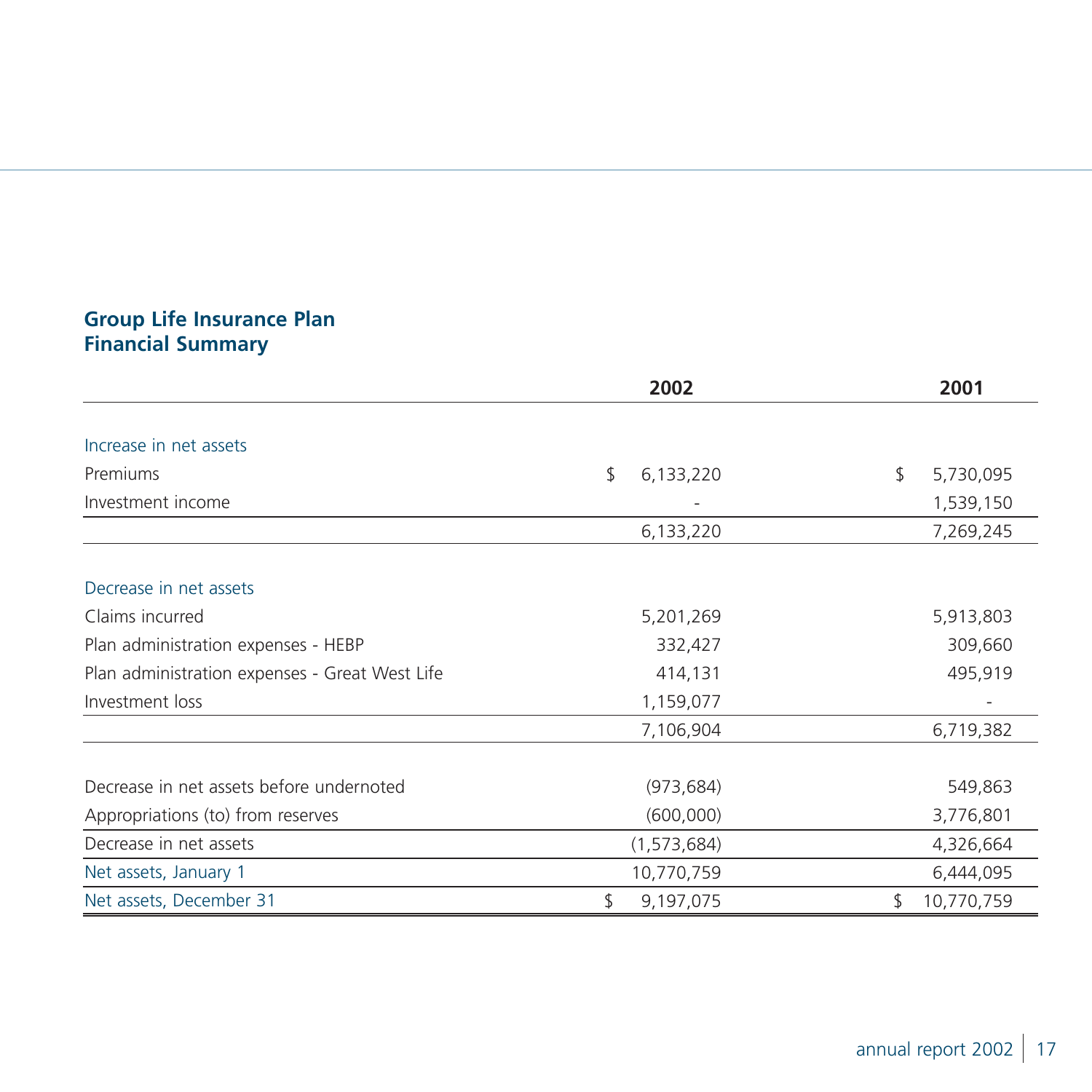## Group Life Insurance Plan
## Financial Summary

| | 2002 | 2001 |
|---|---|---|
| Increase in net assets | | |
| Premiums | $ 6,133,220 | $ 5,730,095 |
| Investment income | - | 1,539,150 |
| | 6,133,220 | 7,269,245 |
| Decrease in net assets | | |
| Claims incurred | 5,201,269 | 5,913,803 |
| Plan administration expenses - HEBP | 332,427 | 309,660 |
| Plan administration expenses - Great West Life | 414,131 | 495,919 |
| Investment loss | 1,159,077 | - |
| | 7,106,904 | 6,719,382 |
| Decrease in net assets before undernoted | (973,684) | 549,863 |
| Appropriations (to) from reserves | (600,000) | 3,776,801 |
| Decrease in net assets | (1,573,684) | 4,326,664 |
| Net assets, January 1 | 10,770,759 | 6,444,095 |
| Net assets, December 31 | $ 9,197,075 | $ 10,770,759 |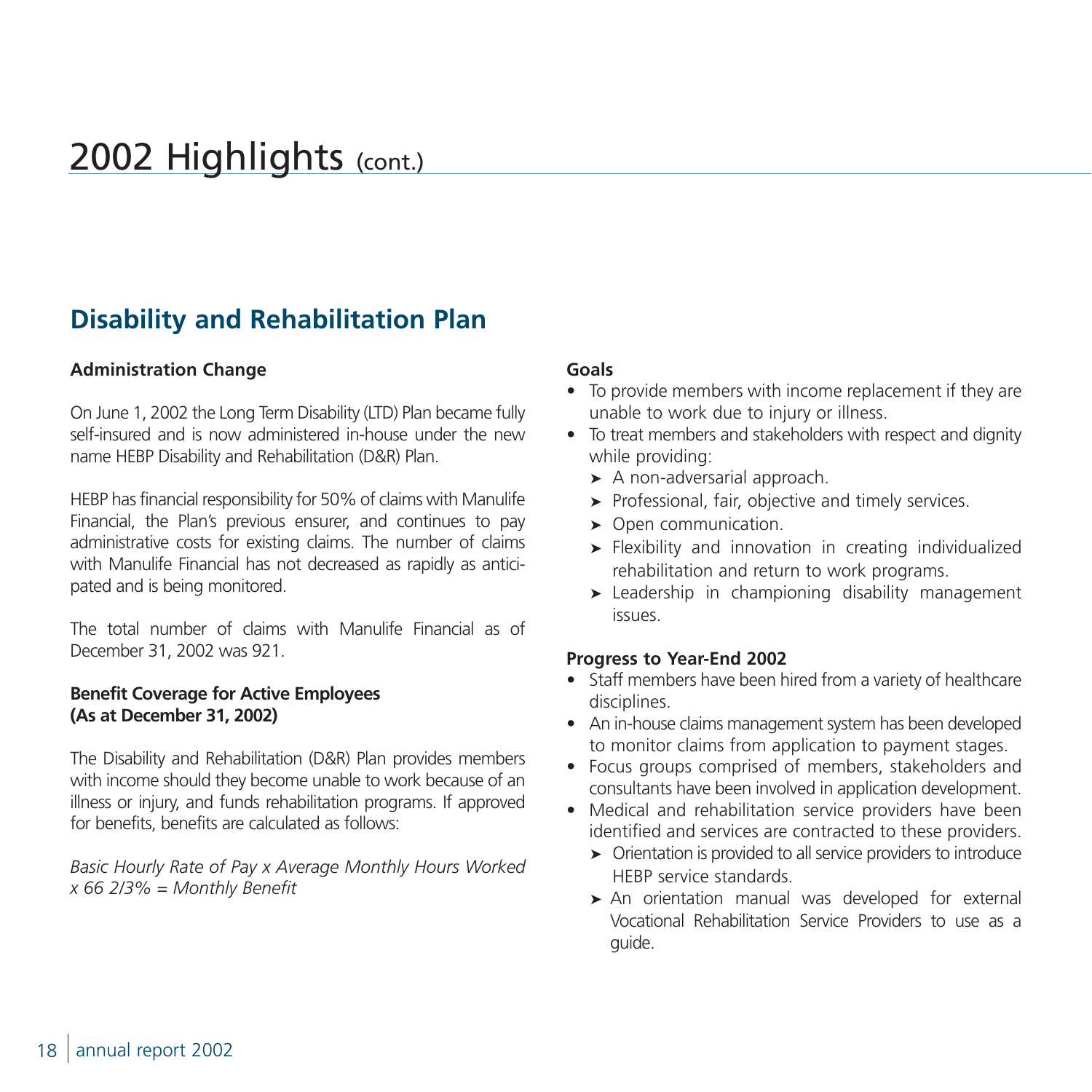# 2002 Highlights (cont.)

## Disability and Rehabilitation Plan

**Administration Change**

On June 1, 2002 the Long Term Disability (LTD) Plan became fully self-insured and is now administered in-house under the new name HEBP Disability and Rehabilitation (D&R) Plan.

HEBP has financial responsibility for 50% of claims with Manulife Financial, the Plan's previous ensurer, and continues to pay administrative costs for existing claims. The number of claims with Manulife Financial has not decreased as rapidly as anticipated and is being monitored.

The total number of claims with Manulife Financial as of December 31, 2002 was 921.

**Benefit Coverage for Active Employees (As at December 31, 2002)**

The Disability and Rehabilitation (D&R) Plan provides members with income should they become unable to work because of an illness or injury, and funds rehabilitation programs. If approved for benefits, benefits are calculated as follows:

*Basic Hourly Rate of Pay x Average Monthly Hours Worked x 66 2/3% = Monthly Benefit*

**Goals**

- To provide members with income replacement if they are unable to work due to injury or illness.
- To treat members and stakeholders with respect and dignity while providing:
  - A non-adversarial approach.
  - Professional, fair, objective and timely services.
  - Open communication.
  - Flexibility and innovation in creating individualized rehabilitation and return to work programs.
  - Leadership in championing disability management issues.

**Progress to Year-End 2002**

- Staff members have been hired from a variety of healthcare disciplines.
- An in-house claims management system has been developed to monitor claims from application to payment stages.
- Focus groups comprised of members, stakeholders and consultants have been involved in application development.
- Medical and rehabilitation service providers have been identified and services are contracted to these providers.
  - Orientation is provided to all service providers to introduce HEBP service standards.
  - An orientation manual was developed for external Vocational Rehabilitation Service Providers to use as a guide.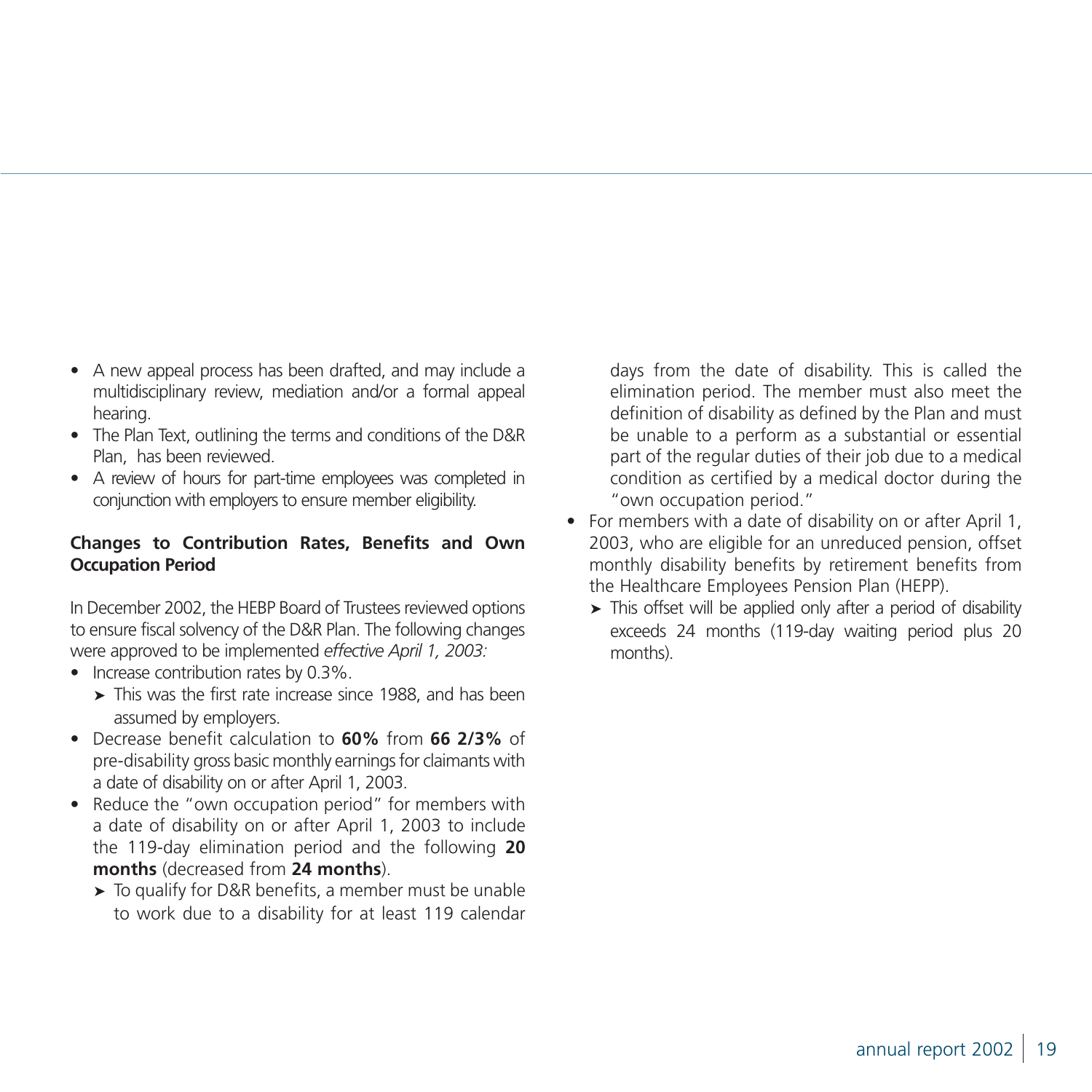- A new appeal process has been drafted, and may include a multidisciplinary review, mediation and/or a formal appeal hearing.
- The Plan Text, outlining the terms and conditions of the D&R Plan,  has been reviewed.
- A review of hours for part-time employees was completed in conjunction with employers to ensure member eligibility.

**Changes to Contribution Rates, Benefits and Own Occupation Period**

In December 2002, the HEBP Board of Trustees reviewed options to ensure fiscal solvency of the D&R Plan. The following changes were approved to be implemented *effective April 1, 2003:*

- Increase contribution rates by 0.3%.
  - ➤ This was the first rate increase since 1988, and has been assumed by employers.
- Decrease benefit calculation to **60%** from **66 2/3%** of pre-disability gross basic monthly earnings for claimants with a date of disability on or after April 1, 2003.
- Reduce the "own occupation period" for members with a date of disability on or after April 1, 2003 to include the 119-day elimination period and the following **20 months** (decreased from **24 months**).
  - ➤ To qualify for D&R benefits, a member must be unable to work due to a disability for at least 119 calendar days from the date of disability. This is called the elimination period. The member must also meet the definition of disability as defined by the Plan and must be unable to a perform as a substantial or essential part of the regular duties of their job due to a medical condition as certified by a medical doctor during the "own occupation period."
- For members with a date of disability on or after April 1, 2003, who are eligible for an unreduced pension, offset monthly disability benefits by retirement benefits from the Healthcare Employees Pension Plan (HEPP).
  - ➤ This offset will be applied only after a period of disability exceeds 24 months (119-day waiting period plus 20 months).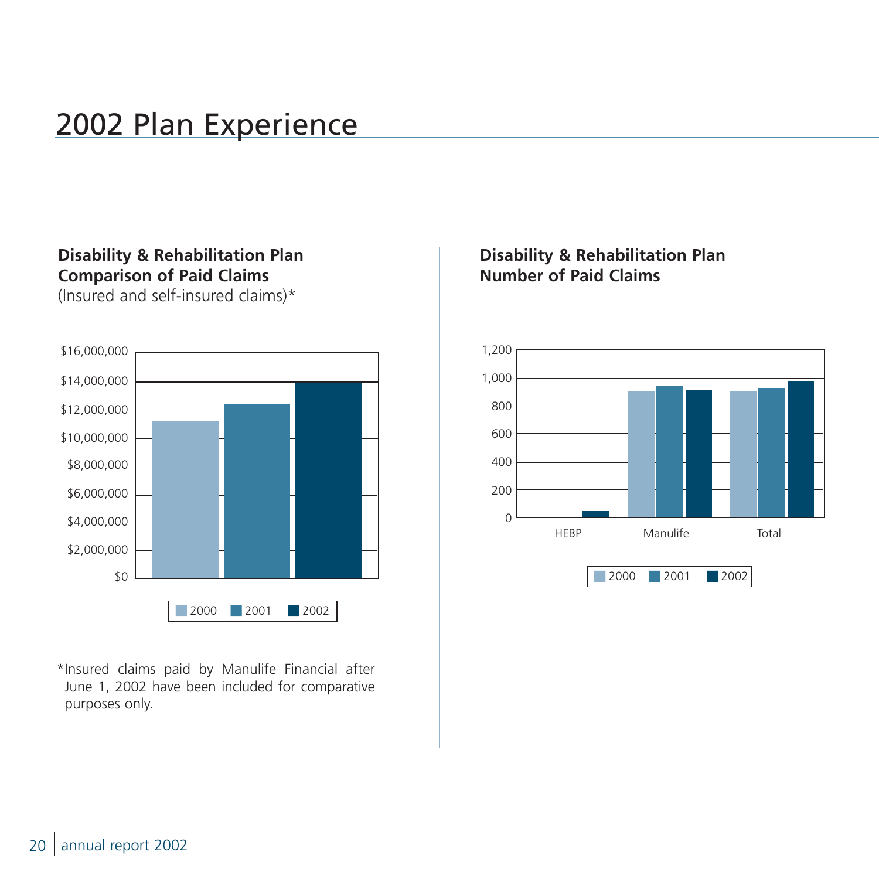# 2002 Plan Experience

**Disability & Rehabilitation Plan**
**Comparison of Paid Claims**
(Insured and self-insured claims)*

$16,000,000
$14,000,000
$12,000,000
$10,000,000
$8,000,000
$6,000,000
$4,000,000
$2,000,000
$0

2000 2001 2002

*Insured claims paid by Manulife Financial after June 1, 2002 have been included for comparative purposes only.

**Disability & Rehabilitation Plan**
**Number of Paid Claims**

1,200
1,000
800
600
400
200
0

HEBP Manulife Total

2000 2001 2002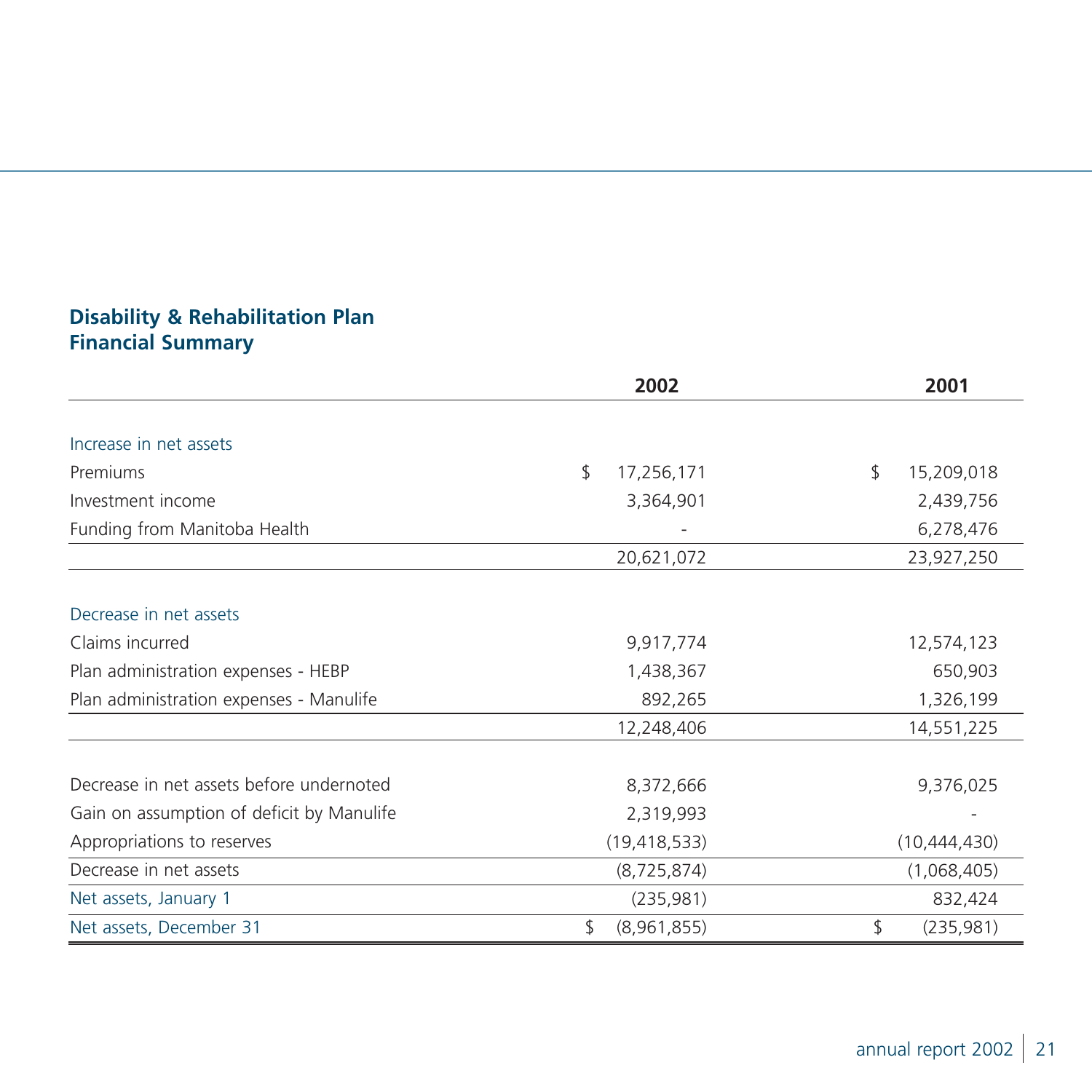## Disability & Rehabilitation Plan Financial Summary

| | 2002 | 2001 |
|---|---|---|
| Increase in net assets | | |
| Premiums | $ 17,256,171 | $ 15,209,018 |
| Investment income | 3,364,901 | 2,439,756 |
| Funding from Manitoba Health | - | 6,278,476 |
| | 20,621,072 | 23,927,250 |
| Decrease in net assets | | |
| Claims incurred | 9,917,774 | 12,574,123 |
| Plan administration expenses - HEBP | 1,438,367 | 650,903 |
| Plan administration expenses - Manulife | 892,265 | 1,326,199 |
| | 12,248,406 | 14,551,225 |
| Decrease in net assets before undernoted | 8,372,666 | 9,376,025 |
| Gain on assumption of deficit by Manulife | 2,319,993 | - |
| Appropriations to reserves | (19,418,533) | (10,444,430) |
| Decrease in net assets | (8,725,874) | (1,068,405) |
| Net assets, January 1 | (235,981) | 832,424 |
| Net assets, December 31 | $ (8,961,855) | $ (235,981) |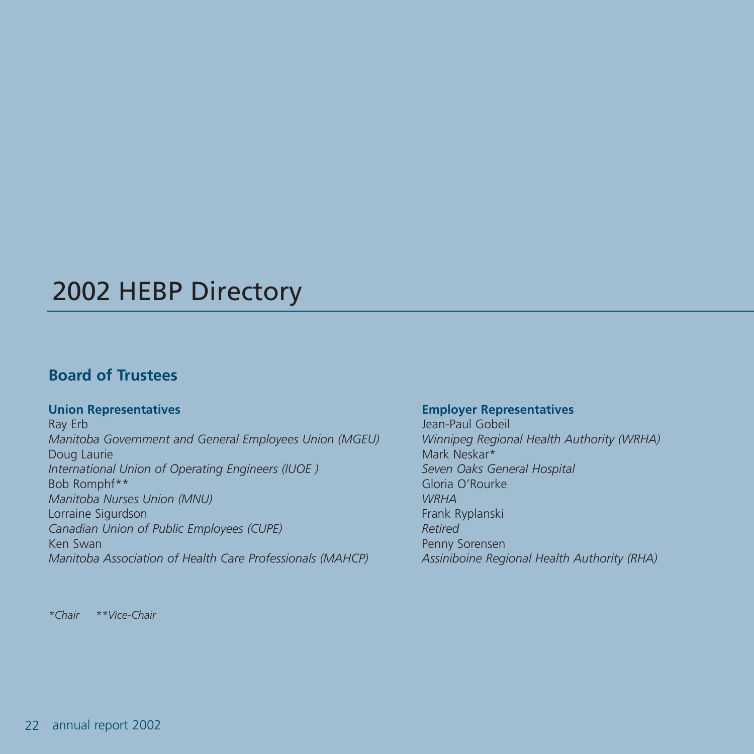# 2002 HEBP Directory

## Board of Trustees

### Union Representatives

Ray Erb
*Manitoba Government and General Employees Union (MGEU)*
Doug Laurie
*International Union of Operating Engineers (IUOE )*
Bob Romphf**
*Manitoba Nurses Union (MNU)*
Lorraine Sigurdson
*Canadian Union of Public Employees (CUPE)*
Ken Swan
*Manitoba Association of Health Care Professionals (MAHCP)*

### Employer Representatives

Jean-Paul Gobeil
*Winnipeg Regional Health Authority (WRHA)*
Mark Neskar*
*Seven Oaks General Hospital*
Gloria O'Rourke
*WRHA*
Frank Ryplanski
*Retired*
Penny Sorensen
*Assiniboine Regional Health Authority (RHA)*

*\*Chair \*\*Vice-Chair*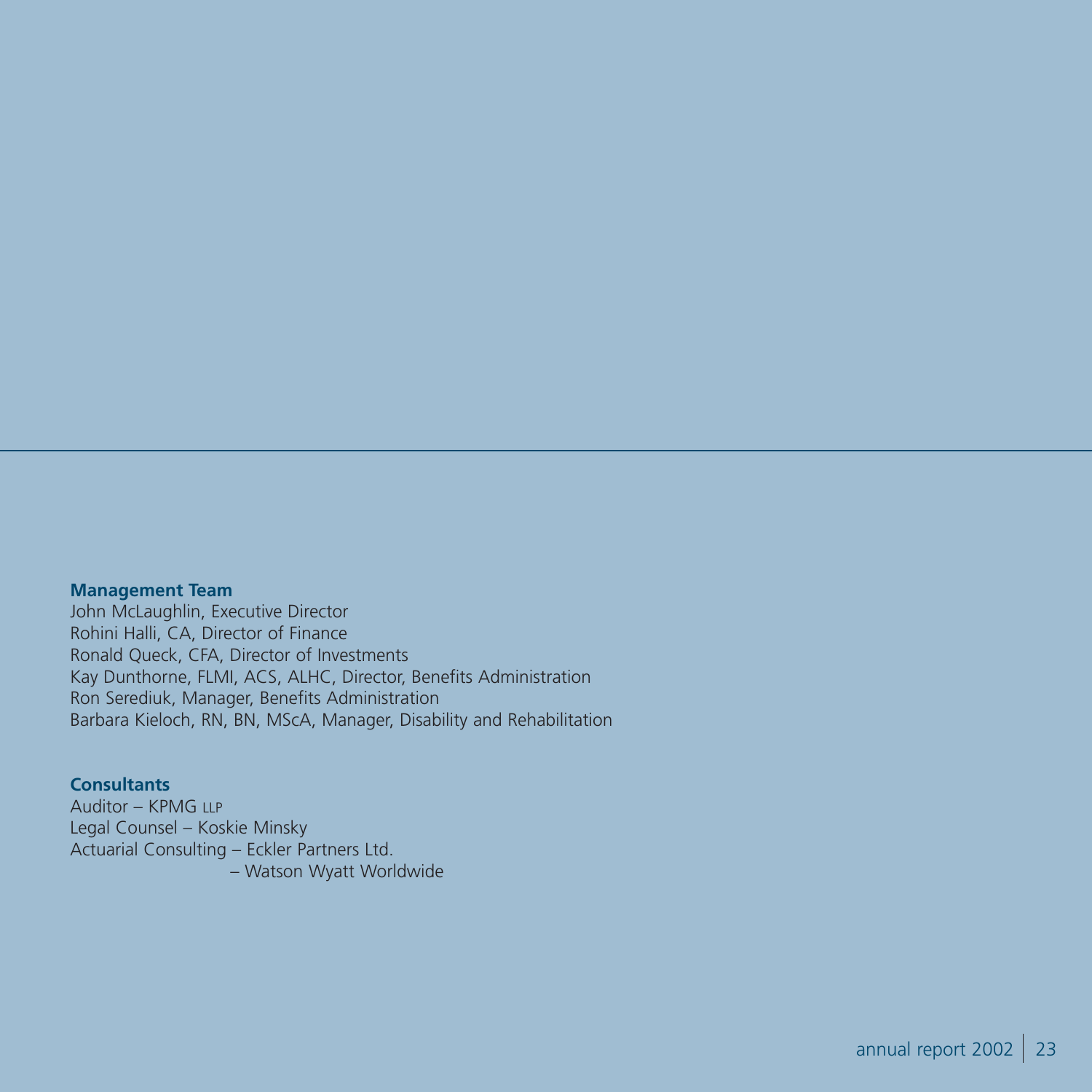**Management Team**

John McLaughlin, Executive Director
Rohini Halli, CA, Director of Finance
Ronald Queck, CFA, Director of Investments
Kay Dunthorne, FLMI, ACS, ALHC, Director, Benefits Administration
Ron Serediuk, Manager, Benefits Administration
Barbara Kieloch, RN, BN, MScA, Manager, Disability and Rehabilitation

**Consultants**

Auditor – KPMG LLP
Legal Counsel – Koskie Minsky
Actuarial Consulting – Eckler Partners Ltd.
– Watson Wyatt Worldwide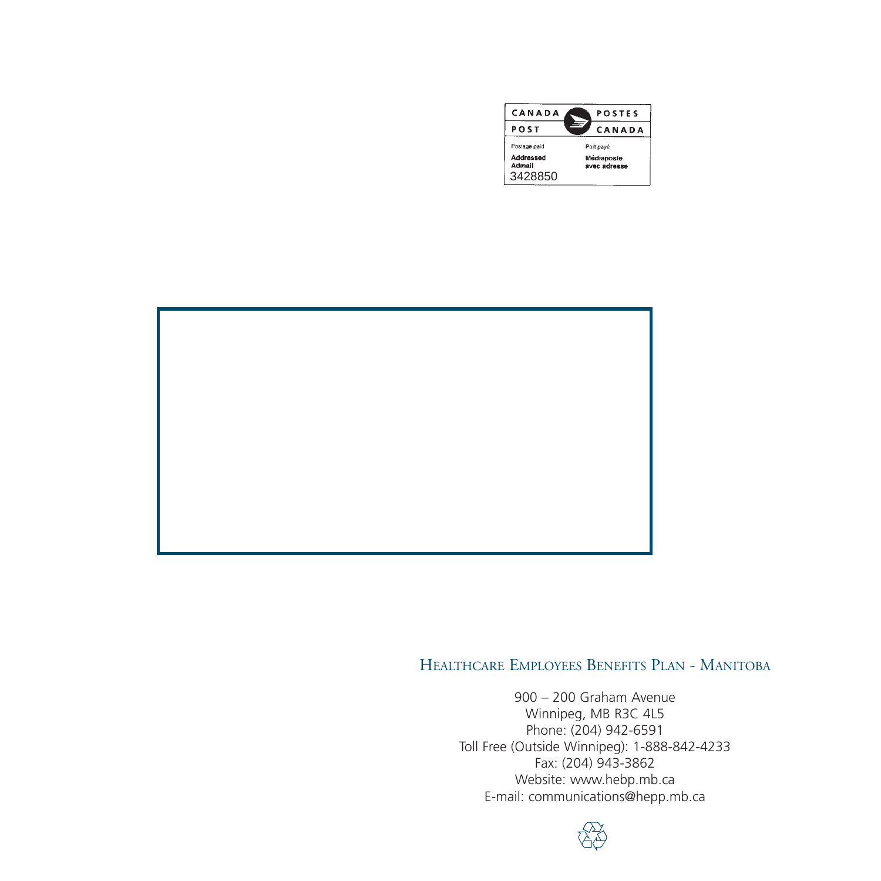CANADA POST POSTES CANADA

Postage paid Port payé

Addressed Admail Médiaposte avec adresse

3428850

HEALTHCARE EMPLOYEES BENEFITS PLAN - MANITOBA

900 – 200 Graham Avenue
Winnipeg, MB R3C 4L5
Phone: (204) 942-6591
Toll Free (Outside Winnipeg): 1-888-842-4233
Fax: (204) 943-3862
Website: www.hebp.mb.ca
E-mail: communications@hepp.mb.ca